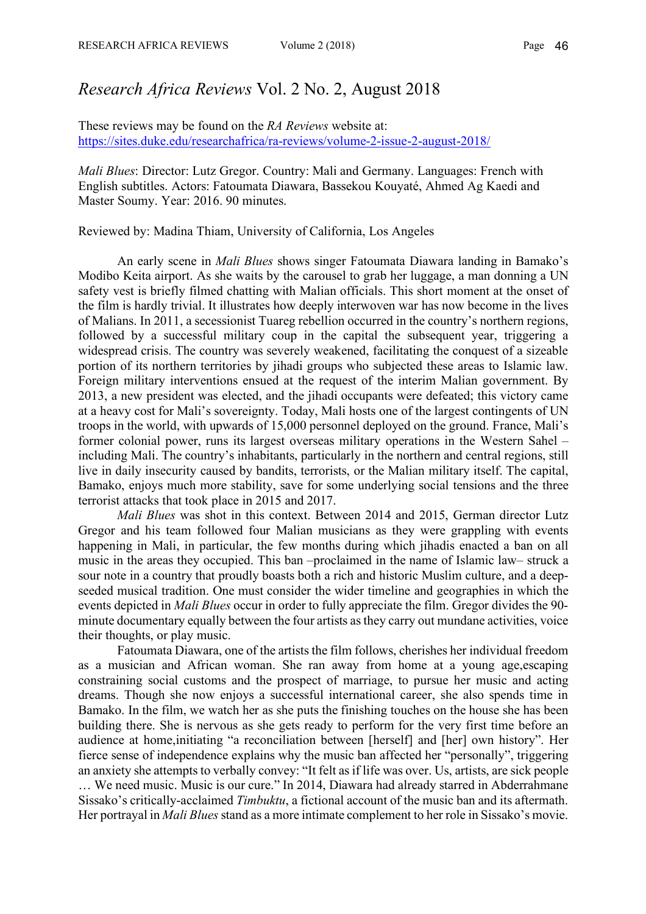# *Research Africa Reviews* Vol. 2 No. 2, August 2018

These reviews may be found on the *RA Reviews* website at:
https://sites.duke.edu/researchafrica/ra-reviews/volume-2-issue-2-august-2018/

*Mali Blues*: Director: Lutz Gregor. Country: Mali and Germany. Languages: French with English subtitles. Actors: Fatoumata Diawara, Bassekou Kouyaté, Ahmed Ag Kaedi and Master Soumy. Year: 2016. 90 minutes.

Reviewed by: Madina Thiam, University of California, Los Angeles

An early scene in *Mali Blues* shows singer Fatoumata Diawara landing in Bamako's Modibo Keita airport. As she waits by the carousel to grab her luggage, a man donning a UN safety vest is briefly filmed chatting with Malian officials. This short moment at the onset of the film is hardly trivial. It illustrates how deeply interwoven war has now become in the lives of Malians. In 2011, a secessionist Tuareg rebellion occurred in the country's northern regions, followed by a successful military coup in the capital the subsequent year, triggering a widespread crisis. The country was severely weakened, facilitating the conquest of a sizeable portion of its northern territories by jihadi groups who subjected these areas to Islamic law. Foreign military interventions ensued at the request of the interim Malian government. By 2013, a new president was elected, and the jihadi occupants were defeated; this victory came at a heavy cost for Mali's sovereignty. Today, Mali hosts one of the largest contingents of UN troops in the world, with upwards of 15,000 personnel deployed on the ground. France, Mali's former colonial power, runs its largest overseas military operations in the Western Sahel – including Mali. The country's inhabitants, particularly in the northern and central regions, still live in daily insecurity caused by bandits, terrorists, or the Malian military itself. The capital, Bamako, enjoys much more stability, save for some underlying social tensions and the three terrorist attacks that took place in 2015 and 2017.

*Mali Blues* was shot in this context. Between 2014 and 2015, German director Lutz Gregor and his team followed four Malian musicians as they were grappling with events happening in Mali, in particular, the few months during which jihadis enacted a ban on all music in the areas they occupied. This ban –proclaimed in the name of Islamic law– struck a sour note in a country that proudly boasts both a rich and historic Muslim culture, and a deep-seeded musical tradition. One must consider the wider timeline and geographies in which the events depicted in *Mali Blues* occur in order to fully appreciate the film. Gregor divides the 90-minute documentary equally between the four artists as they carry out mundane activities, voice their thoughts, or play music.

Fatoumata Diawara, one of the artists the film follows, cherishes her individual freedom as a musician and African woman. She ran away from home at a young age,escaping constraining social customs and the prospect of marriage, to pursue her music and acting dreams. Though she now enjoys a successful international career, she also spends time in Bamako. In the film, we watch her as she puts the finishing touches on the house she has been building there. She is nervous as she gets ready to perform for the very first time before an audience at home,initiating "a reconciliation between [herself] and [her] own history". Her fierce sense of independence explains why the music ban affected her "personally", triggering an anxiety she attempts to verbally convey: "It felt as if life was over. Us, artists, are sick people … We need music. Music is our cure." In 2014, Diawara had already starred in Abderrahmane Sissako's critically-acclaimed *Timbuktu*, a fictional account of the music ban and its aftermath. Her portrayal in *Mali Blues* stand as a more intimate complement to her role in Sissako's movie.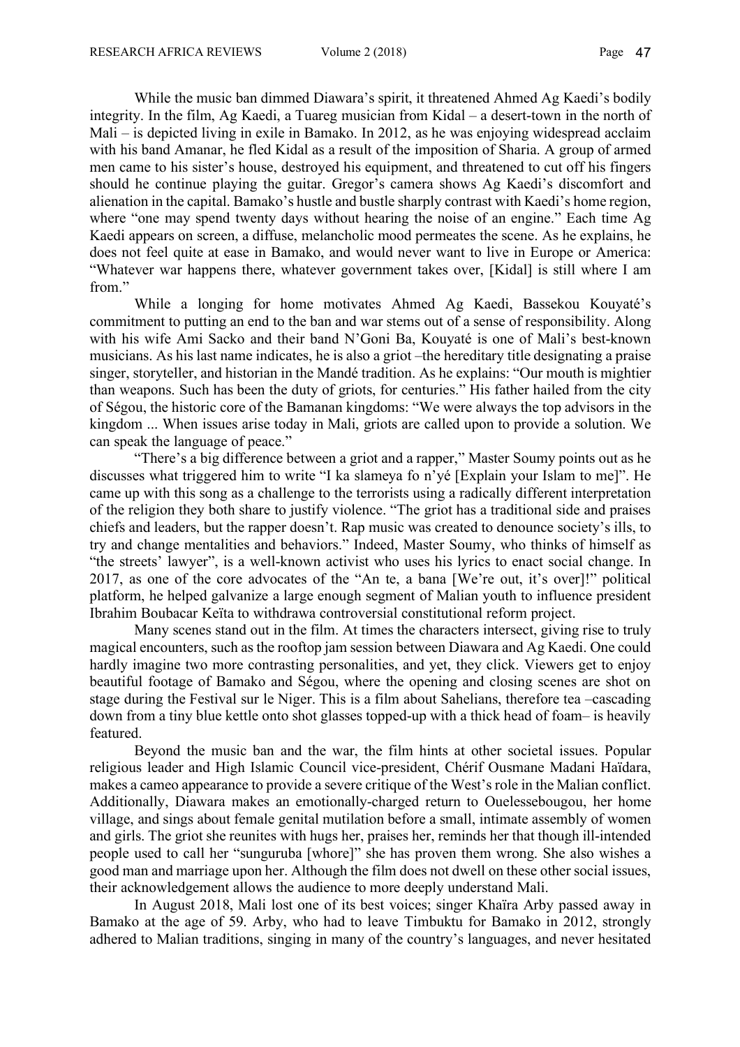While the music ban dimmed Diawara's spirit, it threatened Ahmed Ag Kaedi's bodily integrity. In the film, Ag Kaedi, a Tuareg musician from Kidal – a desert-town in the north of Mali – is depicted living in exile in Bamako. In 2012, as he was enjoying widespread acclaim with his band Amanar, he fled Kidal as a result of the imposition of Sharia. A group of armed men came to his sister's house, destroyed his equipment, and threatened to cut off his fingers should he continue playing the guitar. Gregor's camera shows Ag Kaedi's discomfort and alienation in the capital. Bamako's hustle and bustle sharply contrast with Kaedi's home region, where "one may spend twenty days without hearing the noise of an engine." Each time Ag Kaedi appears on screen, a diffuse, melancholic mood permeates the scene. As he explains, he does not feel quite at ease in Bamako, and would never want to live in Europe or America: "Whatever war happens there, whatever government takes over, [Kidal] is still where I am from."

While a longing for home motivates Ahmed Ag Kaedi, Bassekou Kouyaté's commitment to putting an end to the ban and war stems out of a sense of responsibility. Along with his wife Ami Sacko and their band N'Goni Ba, Kouyaté is one of Mali's best-known musicians. As his last name indicates, he is also a griot –the hereditary title designating a praise singer, storyteller, and historian in the Mandé tradition. As he explains: "Our mouth is mightier than weapons. Such has been the duty of griots, for centuries." His father hailed from the city of Ségou, the historic core of the Bamanan kingdoms: "We were always the top advisors in the kingdom ... When issues arise today in Mali, griots are called upon to provide a solution. We can speak the language of peace."

"There's a big difference between a griot and a rapper," Master Soumy points out as he discusses what triggered him to write "I ka slameya fo n'yé [Explain your Islam to me]". He came up with this song as a challenge to the terrorists using a radically different interpretation of the religion they both share to justify violence. "The griot has a traditional side and praises chiefs and leaders, but the rapper doesn't. Rap music was created to denounce society's ills, to try and change mentalities and behaviors." Indeed, Master Soumy, who thinks of himself as "the streets' lawyer", is a well-known activist who uses his lyrics to enact social change. In 2017, as one of the core advocates of the "An te, a bana [We're out, it's over]!" political platform, he helped galvanize a large enough segment of Malian youth to influence president Ibrahim Boubacar Keïta to withdrawa controversial constitutional reform project.

Many scenes stand out in the film. At times the characters intersect, giving rise to truly magical encounters, such as the rooftop jam session between Diawara and Ag Kaedi. One could hardly imagine two more contrasting personalities, and yet, they click. Viewers get to enjoy beautiful footage of Bamako and Ségou, where the opening and closing scenes are shot on stage during the Festival sur le Niger. This is a film about Sahelians, therefore tea –cascading down from a tiny blue kettle onto shot glasses topped-up with a thick head of foam– is heavily featured.

Beyond the music ban and the war, the film hints at other societal issues. Popular religious leader and High Islamic Council vice-president, Chérif Ousmane Madani Haïdara, makes a cameo appearance to provide a severe critique of the West's role in the Malian conflict. Additionally, Diawara makes an emotionally-charged return to Ouelessebougou, her home village, and sings about female genital mutilation before a small, intimate assembly of women and girls. The griot she reunites with hugs her, praises her, reminds her that though ill-intended people used to call her "sunguruba [whore]" she has proven them wrong. She also wishes a good man and marriage upon her. Although the film does not dwell on these other social issues, their acknowledgement allows the audience to more deeply understand Mali.

In August 2018, Mali lost one of its best voices; singer Khaïra Arby passed away in Bamako at the age of 59. Arby, who had to leave Timbuktu for Bamako in 2012, strongly adhered to Malian traditions, singing in many of the country's languages, and never hesitated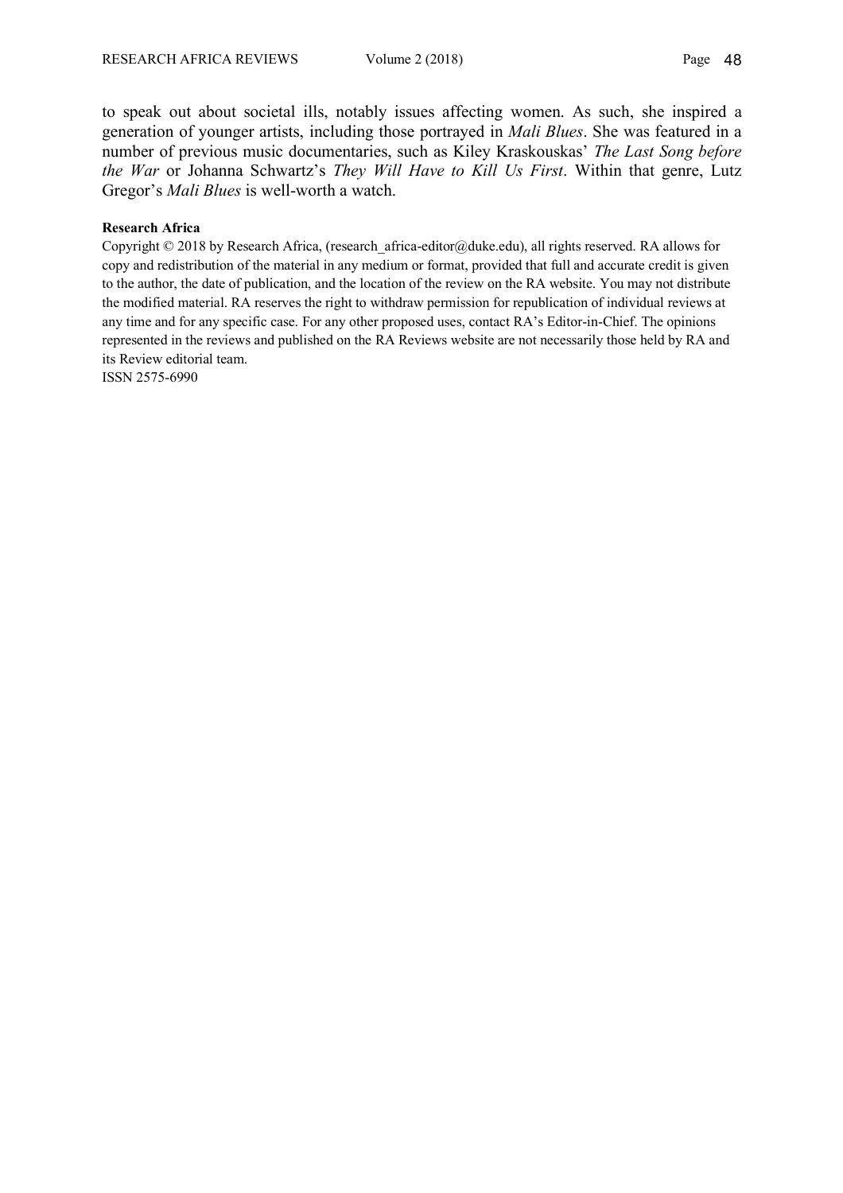to speak out about societal ills, notably issues affecting women. As such, she inspired a generation of younger artists, including those portrayed in *Mali Blues*. She was featured in a number of previous music documentaries, such as Kiley Kraskouskas' *The Last Song before the War* or Johanna Schwartz's *They Will Have to Kill Us First*. Within that genre, Lutz Gregor's *Mali Blues* is well-worth a watch.

**Research Africa**

Copyright © 2018 by Research Africa, (research_africa-editor@duke.edu), all rights reserved. RA allows for copy and redistribution of the material in any medium or format, provided that full and accurate credit is given to the author, the date of publication, and the location of the review on the RA website. You may not distribute the modified material. RA reserves the right to withdraw permission for republication of individual reviews at any time and for any specific case. For any other proposed uses, contact RA's Editor-in-Chief. The opinions represented in the reviews and published on the RA Reviews website are not necessarily those held by RA and its Review editorial team.

ISSN 2575-6990